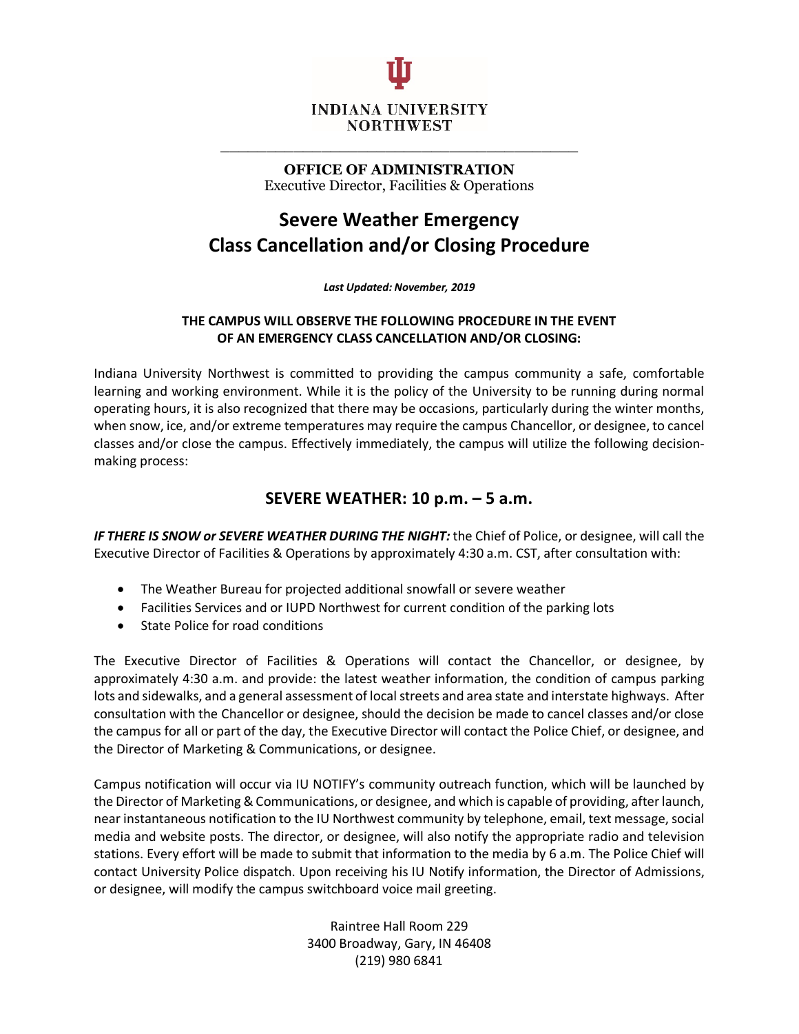INDIANA UNIVERSITY
NORTHWEST

**OFFICE OF ADMINISTRATION**
Executive Director, Facilities & Operations

# Severe Weather Emergency Class Cancellation and/or Closing Procedure

***Last Updated: November, 2019***

**THE CAMPUS WILL OBSERVE THE FOLLOWING PROCEDURE IN THE EVENT OF AN EMERGENCY CLASS CANCELLATION AND/OR CLOSING:**

Indiana University Northwest is committed to providing the campus community a safe, comfortable learning and working environment. While it is the policy of the University to be running during normal operating hours, it is also recognized that there may be occasions, particularly during the winter months, when snow, ice, and/or extreme temperatures may require the campus Chancellor, or designee, to cancel classes and/or close the campus. Effectively immediately, the campus will utilize the following decision-making process:

## SEVERE WEATHER: 10 p.m. – 5 a.m.

***IF THERE IS SNOW or SEVERE WEATHER DURING THE NIGHT:*** the Chief of Police, or designee, will call the Executive Director of Facilities & Operations by approximately 4:30 a.m. CST, after consultation with:

- The Weather Bureau for projected additional snowfall or severe weather
- Facilities Services and or IUPD Northwest for current condition of the parking lots
- State Police for road conditions

The Executive Director of Facilities & Operations will contact the Chancellor, or designee, by approximately 4:30 a.m. and provide: the latest weather information, the condition of campus parking lots and sidewalks, and a general assessment of local streets and area state and interstate highways. After consultation with the Chancellor or designee, should the decision be made to cancel classes and/or close the campus for all or part of the day, the Executive Director will contact the Police Chief, or designee, and the Director of Marketing & Communications, or designee.

Campus notification will occur via IU NOTIFY's community outreach function, which will be launched by the Director of Marketing & Communications, or designee, and which is capable of providing, after launch, near instantaneous notification to the IU Northwest community by telephone, email, text message, social media and website posts. The director, or designee, will also notify the appropriate radio and television stations. Every effort will be made to submit that information to the media by 6 a.m. The Police Chief will contact University Police dispatch. Upon receiving his IU Notify information, the Director of Admissions, or designee, will modify the campus switchboard voice mail greeting.

Raintree Hall Room 229
3400 Broadway, Gary, IN 46408
(219) 980 6841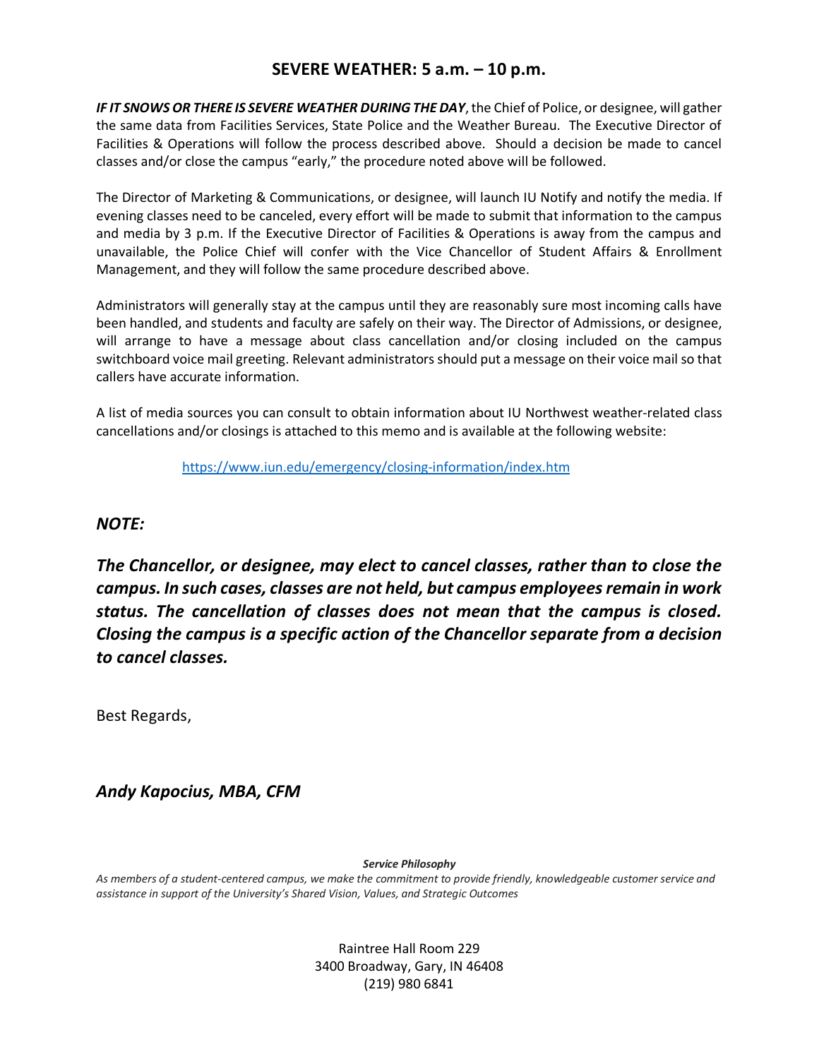## SEVERE WEATHER: 5 a.m. – 10 p.m.

***IF IT SNOWS OR THERE IS SEVERE WEATHER DURING THE DAY***, the Chief of Police, or designee, will gather the same data from Facilities Services, State Police and the Weather Bureau. The Executive Director of Facilities & Operations will follow the process described above. Should a decision be made to cancel classes and/or close the campus "early," the procedure noted above will be followed.

The Director of Marketing & Communications, or designee, will launch IU Notify and notify the media. If evening classes need to be canceled, every effort will be made to submit that information to the campus and media by 3 p.m. If the Executive Director of Facilities & Operations is away from the campus and unavailable, the Police Chief will confer with the Vice Chancellor of Student Affairs & Enrollment Management, and they will follow the same procedure described above.

Administrators will generally stay at the campus until they are reasonably sure most incoming calls have been handled, and students and faculty are safely on their way. The Director of Admissions, or designee, will arrange to have a message about class cancellation and/or closing included on the campus switchboard voice mail greeting. Relevant administrators should put a message on their voice mail so that callers have accurate information.

A list of media sources you can consult to obtain information about IU Northwest weather-related class cancellations and/or closings is attached to this memo and is available at the following website:

https://www.iun.edu/emergency/closing-information/index.htm

### *NOTE:*

***The Chancellor, or designee, may elect to cancel classes, rather than to close the campus. In such cases, classes are not held, but campus employees remain in work status. The cancellation of classes does not mean that the campus is closed. Closing the campus is a specific action of the Chancellor separate from a decision to cancel classes.***

Best Regards,

***Andy Kapocius, MBA, CFM***

***Service Philosophy***

*As members of a student-centered campus, we make the commitment to provide friendly, knowledgeable customer service and assistance in support of the University's Shared Vision, Values, and Strategic Outcomes*

Raintree Hall Room 229
3400 Broadway, Gary, IN 46408
(219) 980 6841